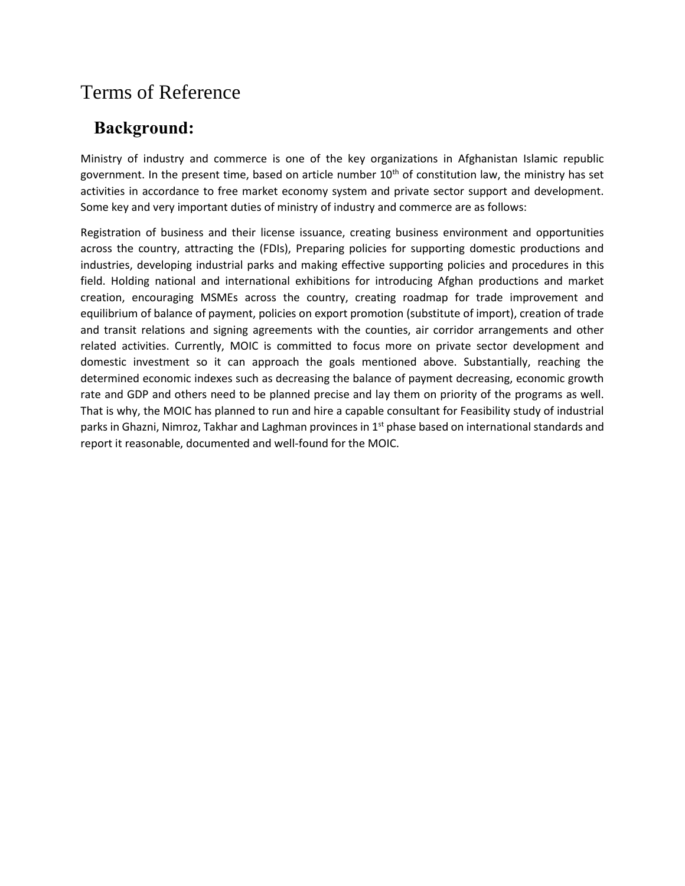# Terms of Reference

## Background:

Ministry of industry and commerce is one of the key organizations in Afghanistan Islamic republic government. In the present time, based on article number 10th of constitution law, the ministry has set activities in accordance to free market economy system and private sector support and development. Some key and very important duties of ministry of industry and commerce are as follows:

Registration of business and their license issuance, creating business environment and opportunities across the country, attracting the (FDIs), Preparing policies for supporting domestic productions and industries, developing industrial parks and making effective supporting policies and procedures in this field. Holding national and international exhibitions for introducing Afghan productions and market creation, encouraging MSMEs across the country, creating roadmap for trade improvement and equilibrium of balance of payment, policies on export promotion (substitute of import), creation of trade and transit relations and signing agreements with the counties, air corridor arrangements and other related activities. Currently, MOIC is committed to focus more on private sector development and domestic investment so it can approach the goals mentioned above. Substantially, reaching the determined economic indexes such as decreasing the balance of payment decreasing, economic growth rate and GDP and others need to be planned precise and lay them on priority of the programs as well. That is why, the MOIC has planned to run and hire a capable consultant for Feasibility study of industrial parks in Ghazni, Nimroz, Takhar and Laghman provinces in 1st phase based on international standards and report it reasonable, documented and well-found for the MOIC.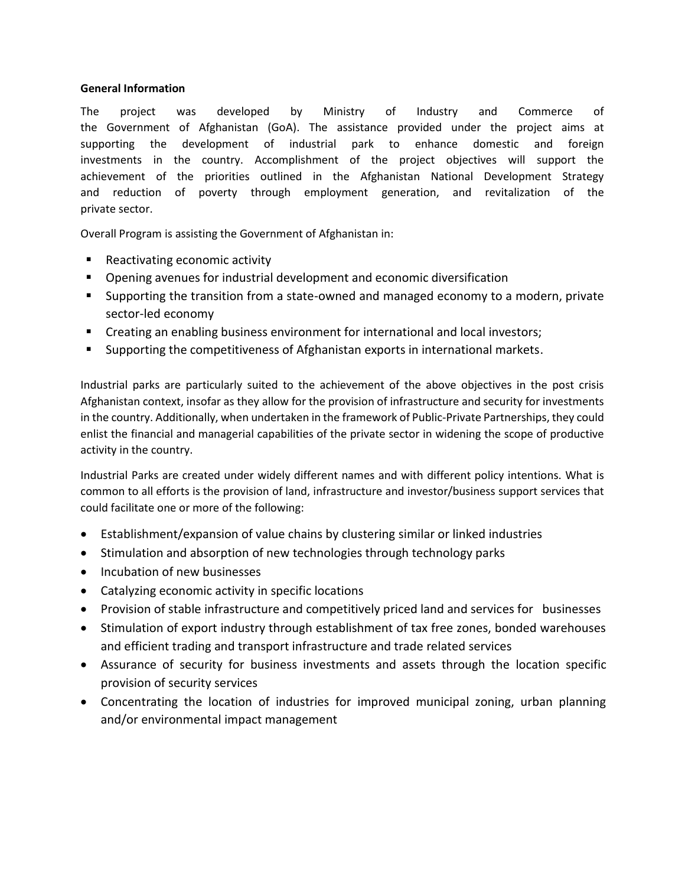**General Information**

The project was developed by Ministry of Industry and Commerce of the Government of Afghanistan (GoA). The assistance provided under the project aims at supporting the development of industrial park to enhance domestic and foreign investments in the country. Accomplishment of the project objectives will support the achievement of the priorities outlined in the Afghanistan National Development Strategy and reduction of poverty through employment generation, and revitalization of the private sector.

Overall Program is assisting the Government of Afghanistan in:

- Reactivating economic activity
- Opening avenues for industrial development and economic diversification
- Supporting the transition from a state-owned and managed economy to a modern, private sector-led economy
- Creating an enabling business environment for international and local investors;
- Supporting the competitiveness of Afghanistan exports in international markets.

Industrial parks are particularly suited to the achievement of the above objectives in the post crisis Afghanistan context, insofar as they allow for the provision of infrastructure and security for investments in the country. Additionally, when undertaken in the framework of Public-Private Partnerships, they could enlist the financial and managerial capabilities of the private sector in widening the scope of productive activity in the country.

Industrial Parks are created under widely different names and with different policy intentions. What is common to all efforts is the provision of land, infrastructure and investor/business support services that could facilitate one or more of the following:

- Establishment/expansion of value chains by clustering similar or linked industries
- Stimulation and absorption of new technologies through technology parks
- Incubation of new businesses
- Catalyzing economic activity in specific locations
- Provision of stable infrastructure and competitively priced land and services for businesses
- Stimulation of export industry through establishment of tax free zones, bonded warehouses and efficient trading and transport infrastructure and trade related services
- Assurance of security for business investments and assets through the location specific provision of security services
- Concentrating the location of industries for improved municipal zoning, urban planning and/or environmental impact management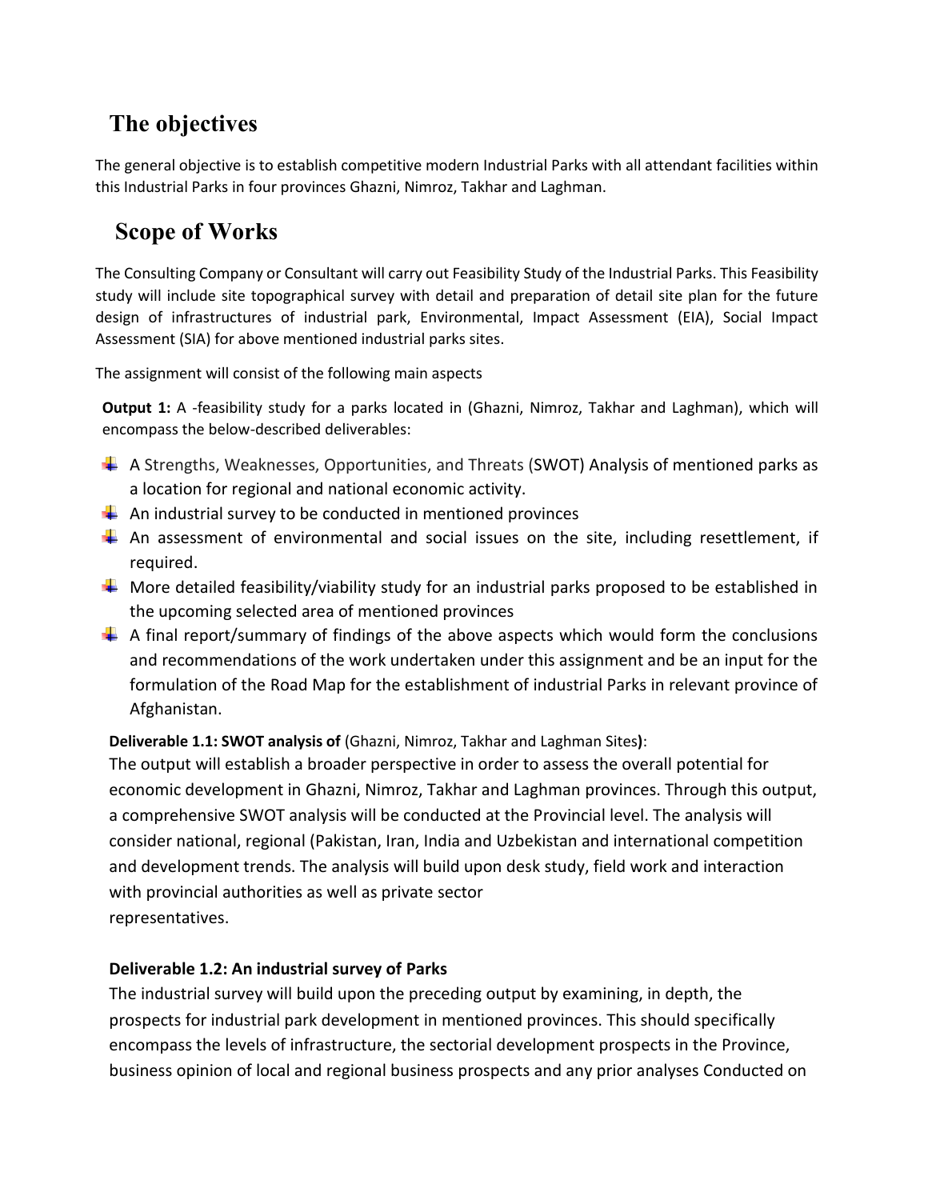## The objectives

The general objective is to establish competitive modern Industrial Parks with all attendant facilities within this Industrial Parks in four provinces Ghazni, Nimroz, Takhar and Laghman.

## Scope of Works

The Consulting Company or Consultant will carry out Feasibility Study of the Industrial Parks. This Feasibility study will include site topographical survey with detail and preparation of detail site plan for the future design of infrastructures of industrial park, Environmental, Impact Assessment (EIA), Social Impact Assessment (SIA) for above mentioned industrial parks sites.

The assignment will consist of the following main aspects

**Output 1:** A -feasibility study for a parks located in (Ghazni, Nimroz, Takhar and Laghman), which will encompass the below-described deliverables:

- A Strengths, Weaknesses, Opportunities, and Threats (SWOT) Analysis of mentioned parks as a location for regional and national economic activity.
- An industrial survey to be conducted in mentioned provinces
- An assessment of environmental and social issues on the site, including resettlement, if required.
- More detailed feasibility/viability study for an industrial parks proposed to be established in the upcoming selected area of mentioned provinces
- A final report/summary of findings of the above aspects which would form the conclusions and recommendations of the work undertaken under this assignment and be an input for the formulation of the Road Map for the establishment of industrial Parks in relevant province of Afghanistan.

**Deliverable 1.1: SWOT analysis of** (Ghazni, Nimroz, Takhar and Laghman Sites**)**:

The output will establish a broader perspective in order to assess the overall potential for economic development in Ghazni, Nimroz, Takhar and Laghman provinces. Through this output, a comprehensive SWOT analysis will be conducted at the Provincial level. The analysis will consider national, regional (Pakistan, Iran, India and Uzbekistan and international competition and development trends. The analysis will build upon desk study, field work and interaction with provincial authorities as well as private sector representatives.

**Deliverable 1.2: An industrial survey of Parks**

The industrial survey will build upon the preceding output by examining, in depth, the prospects for industrial park development in mentioned provinces. This should specifically encompass the levels of infrastructure, the sectorial development prospects in the Province, business opinion of local and regional business prospects and any prior analyses Conducted on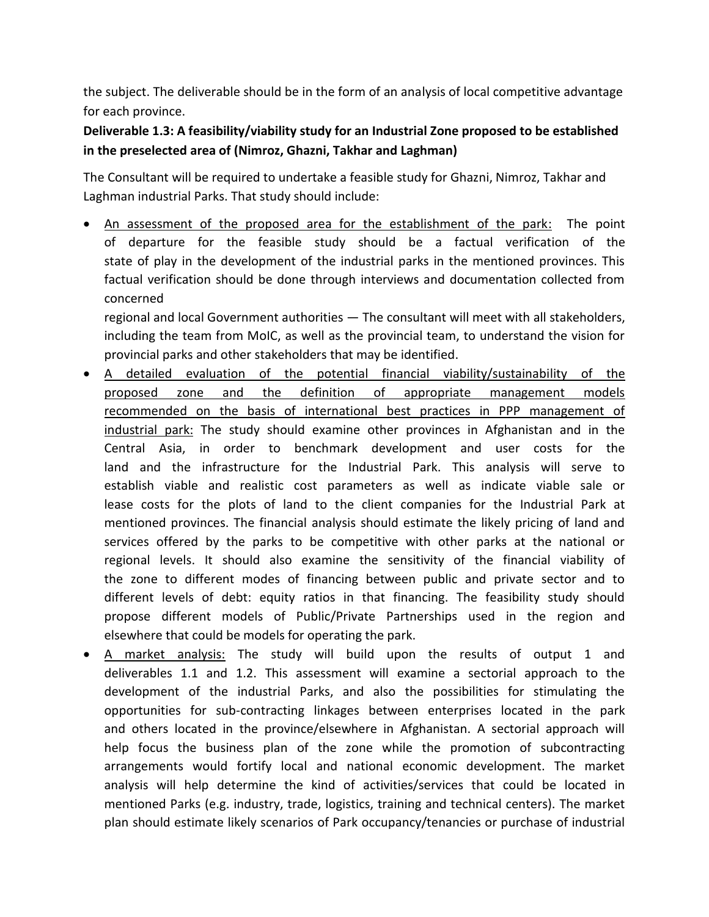the subject. The deliverable should be in the form of an analysis of local competitive advantage for each province.

**Deliverable 1.3: A feasibility/viability study for an Industrial Zone proposed to be established in the preselected area of (Nimroz, Ghazni, Takhar and Laghman)**

The Consultant will be required to undertake a feasible study for Ghazni, Nimroz, Takhar and Laghman industrial Parks. That study should include:

- <u>An assessment of the proposed area for the establishment of the park:</u> The point of departure for the feasible study should be a factual verification of the state of play in the development of the industrial parks in the mentioned provinces. This factual verification should be done through interviews and documentation collected from concerned regional and local Government authorities — The consultant will meet with all stakeholders, including the team from MoIC, as well as the provincial team, to understand the vision for provincial parks and other stakeholders that may be identified.
- <u>A detailed evaluation of the potential financial viability/sustainability of the proposed zone and the definition of appropriate management models recommended on the basis of international best practices in PPP management of industrial park:</u> The study should examine other provinces in Afghanistan and in the Central Asia, in order to benchmark development and user costs for the land and the infrastructure for the Industrial Park. This analysis will serve to establish viable and realistic cost parameters as well as indicate viable sale or lease costs for the plots of land to the client companies for the Industrial Park at mentioned provinces. The financial analysis should estimate the likely pricing of land and services offered by the parks to be competitive with other parks at the national or regional levels. It should also examine the sensitivity of the financial viability of the zone to different modes of financing between public and private sector and to different levels of debt: equity ratios in that financing. The feasibility study should propose different models of Public/Private Partnerships used in the region and elsewhere that could be models for operating the park.
- <u>A market analysis:</u> The study will build upon the results of output 1 and deliverables 1.1 and 1.2. This assessment will examine a sectorial approach to the development of the industrial Parks, and also the possibilities for stimulating the opportunities for sub-contracting linkages between enterprises located in the park and others located in the province/elsewhere in Afghanistan. A sectorial approach will help focus the business plan of the zone while the promotion of subcontracting arrangements would fortify local and national economic development. The market analysis will help determine the kind of activities/services that could be located in mentioned Parks (e.g. industry, trade, logistics, training and technical centers). The market plan should estimate likely scenarios of Park occupancy/tenancies or purchase of industrial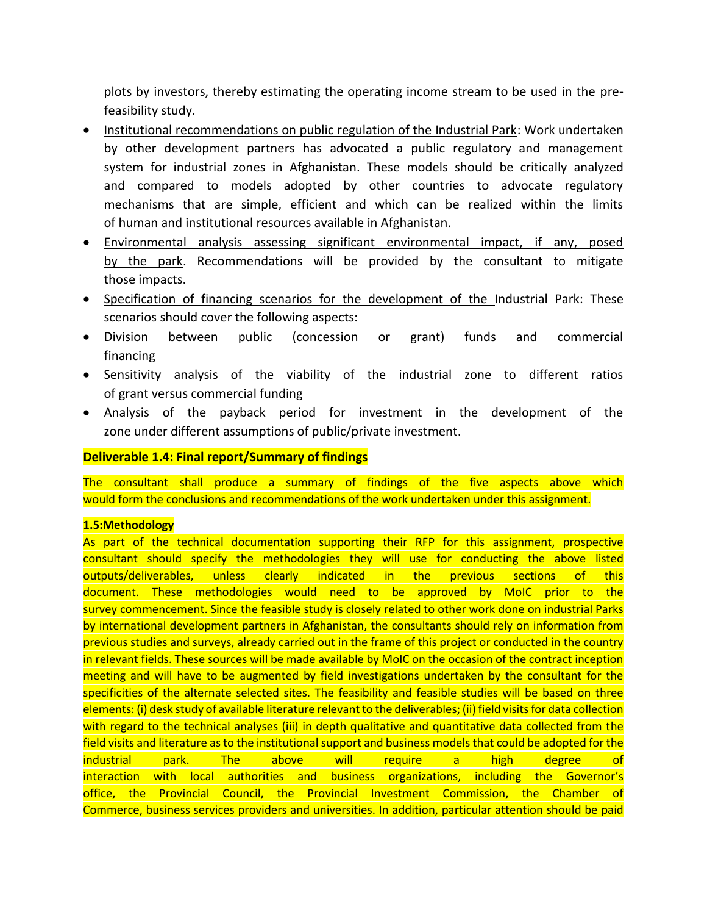plots by investors, thereby estimating the operating income stream to be used in the pre-feasibility study.

- Institutional recommendations on public regulation of the Industrial Park: Work undertaken by other development partners has advocated a public regulatory and management system for industrial zones in Afghanistan. These models should be critically analyzed and compared to models adopted by other countries to advocate regulatory mechanisms that are simple, efficient and which can be realized within the limits of human and institutional resources available in Afghanistan.
- Environmental analysis assessing significant environmental impact, if any, posed by the park. Recommendations will be provided by the consultant to mitigate those impacts.
- Specification of financing scenarios for the development of the Industrial Park: These scenarios should cover the following aspects:
- Division between public (concession or grant) funds and commercial financing
- Sensitivity analysis of the viability of the industrial zone to different ratios of grant versus commercial funding
- Analysis of the payback period for investment in the development of the zone under different assumptions of public/private investment.

**Deliverable 1.4: Final report/Summary of findings**

The consultant shall produce a summary of findings of the five aspects above which would form the conclusions and recommendations of the work undertaken under this assignment.

**1.5:Methodology**

As part of the technical documentation supporting their RFP for this assignment, prospective consultant should specify the methodologies they will use for conducting the above listed outputs/deliverables, unless clearly indicated in the previous sections of this document. These methodologies would need to be approved by MoIC prior to the survey commencement. Since the feasible study is closely related to other work done on industrial Parks by international development partners in Afghanistan, the consultants should rely on information from previous studies and surveys, already carried out in the frame of this project or conducted in the country in relevant fields. These sources will be made available by MoIC on the occasion of the contract inception meeting and will have to be augmented by field investigations undertaken by the consultant for the specificities of the alternate selected sites. The feasibility and feasible studies will be based on three elements: (i) desk study of available literature relevant to the deliverables; (ii) field visits for data collection with regard to the technical analyses (iii) in depth qualitative and quantitative data collected from the field visits and literature as to the institutional support and business models that could be adopted for the industrial park. The above will require a high degree of interaction with local authorities and business organizations, including the Governor's office, the Provincial Council, the Provincial Investment Commission, the Chamber of Commerce, business services providers and universities. In addition, particular attention should be paid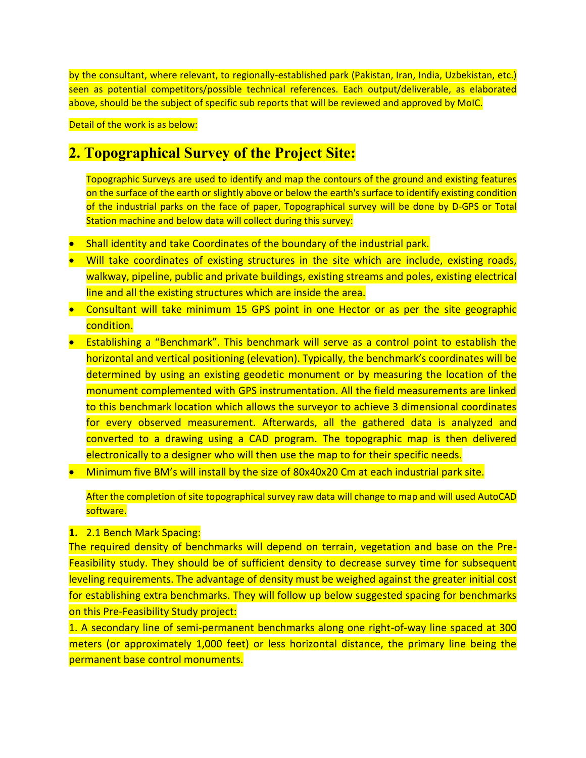by the consultant, where relevant, to regionally-established park (Pakistan, Iran, India, Uzbekistan, etc.) seen as potential competitors/possible technical references. Each output/deliverable, as elaborated above, should be the subject of specific sub reports that will be reviewed and approved by MoIC.

Detail of the work is as below:

## 2. Topographical Survey of the Project Site:

Topographic Surveys are used to identify and map the contours of the ground and existing features on the surface of the earth or slightly above or below the earth's surface to identify existing condition of the industrial parks on the face of paper, Topographical survey will be done by D-GPS or Total Station machine and below data will collect during this survey:

- Shall identity and take Coordinates of the boundary of the industrial park.
- Will take coordinates of existing structures in the site which are include, existing roads, walkway, pipeline, public and private buildings, existing streams and poles, existing electrical line and all the existing structures which are inside the area.
- Consultant will take minimum 15 GPS point in one Hector or as per the site geographic condition.
- Establishing a "Benchmark". This benchmark will serve as a control point to establish the horizontal and vertical positioning (elevation). Typically, the benchmark's coordinates will be determined by using an existing geodetic monument or by measuring the location of the monument complemented with GPS instrumentation. All the field measurements are linked to this benchmark location which allows the surveyor to achieve 3 dimensional coordinates for every observed measurement. Afterwards, all the gathered data is analyzed and converted to a drawing using a CAD program. The topographic map is then delivered electronically to a designer who will then use the map to for their specific needs.
- Minimum five BM's will install by the size of 80x40x20 Cm at each industrial park site.

After the completion of site topographical survey raw data will change to map and will used AutoCAD software.

1. 2.1 Bench Mark Spacing:

The required density of benchmarks will depend on terrain, vegetation and base on the Pre-Feasibility study. They should be of sufficient density to decrease survey time for subsequent leveling requirements. The advantage of density must be weighed against the greater initial cost for establishing extra benchmarks. They will follow up below suggested spacing for benchmarks on this Pre-Feasibility Study project:

1. A secondary line of semi-permanent benchmarks along one right-of-way line spaced at 300 meters (or approximately 1,000 feet) or less horizontal distance, the primary line being the permanent base control monuments.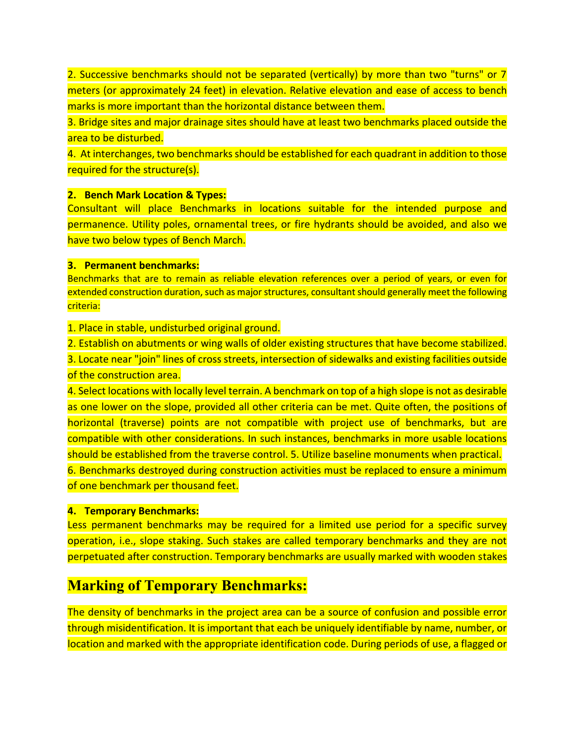2. Successive benchmarks should not be separated (vertically) by more than two "turns" or 7 meters (or approximately 24 feet) in elevation. Relative elevation and ease of access to bench marks is more important than the horizontal distance between them.
3. Bridge sites and major drainage sites should have at least two benchmarks placed outside the area to be disturbed.
4. At interchanges, two benchmarks should be established for each quadrant in addition to those required for the structure(s).

**2. Bench Mark Location & Types:**

Consultant will place Benchmarks in locations suitable for the intended purpose and permanence. Utility poles, ornamental trees, or fire hydrants should be avoided, and also we have two below types of Bench March.

**3. Permanent benchmarks:**

Benchmarks that are to remain as reliable elevation references over a period of years, or even for extended construction duration, such as major structures, consultant should generally meet the following criteria:

1. Place in stable, undisturbed original ground.
2. Establish on abutments or wing walls of older existing structures that have become stabilized.
3. Locate near "join" lines of cross streets, intersection of sidewalks and existing facilities outside of the construction area.
4. Select locations with locally level terrain. A benchmark on top of a high slope is not as desirable as one lower on the slope, provided all other criteria can be met. Quite often, the positions of horizontal (traverse) points are not compatible with project use of benchmarks, but are compatible with other considerations. In such instances, benchmarks in more usable locations should be established from the traverse control. 5. Utilize baseline monuments when practical.
6. Benchmarks destroyed during construction activities must be replaced to ensure a minimum of one benchmark per thousand feet.

**4. Temporary Benchmarks:**

Less permanent benchmarks may be required for a limited use period for a specific survey operation, i.e., slope staking. Such stakes are called temporary benchmarks and they are not perpetuated after construction. Temporary benchmarks are usually marked with wooden stakes

## Marking of Temporary Benchmarks:

The density of benchmarks in the project area can be a source of confusion and possible error through misidentification. It is important that each be uniquely identifiable by name, number, or location and marked with the appropriate identification code. During periods of use, a flagged or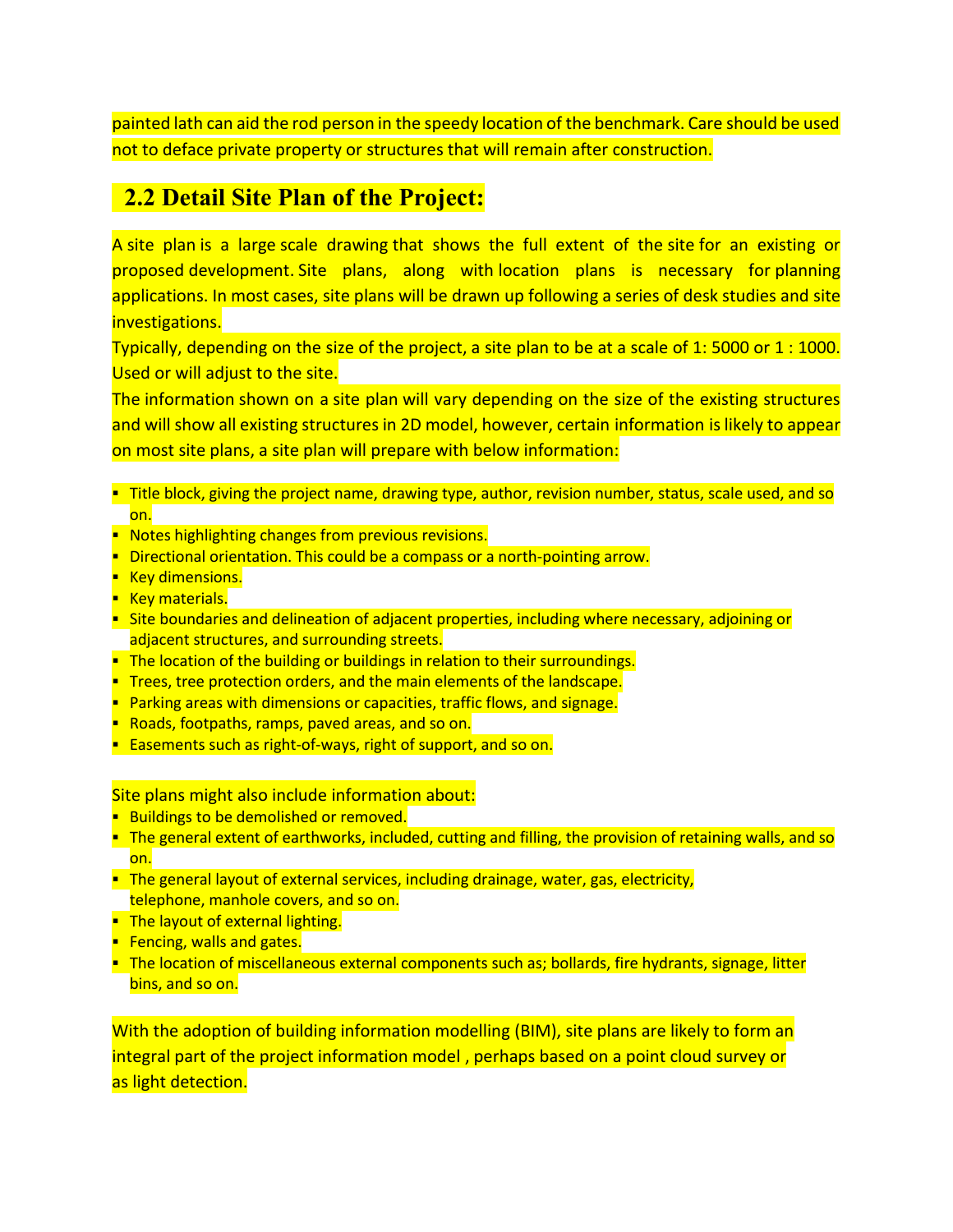painted lath can aid the rod person in the speedy location of the benchmark. Care should be used not to deface private property or structures that will remain after construction.

## 2.2 Detail Site Plan of the Project:

A site plan is a large scale drawing that shows the full extent of the site for an existing or proposed development. Site plans, along with location plans is necessary for planning applications. In most cases, site plans will be drawn up following a series of desk studies and site investigations.

Typically, depending on the size of the project, a site plan to be at a scale of 1: 5000 or 1 : 1000. Used or will adjust to the site.

The information shown on a site plan will vary depending on the size of the existing structures and will show all existing structures in 2D model, however, certain information is likely to appear on most site plans, a site plan will prepare with below information:

- Title block, giving the project name, drawing type, author, revision number, status, scale used, and so on.
- Notes highlighting changes from previous revisions.
- Directional orientation. This could be a compass or a north-pointing arrow.
- Key dimensions.
- Key materials.
- Site boundaries and delineation of adjacent properties, including where necessary, adjoining or adjacent structures, and surrounding streets.
- The location of the building or buildings in relation to their surroundings.
- Trees, tree protection orders, and the main elements of the landscape.
- Parking areas with dimensions or capacities, traffic flows, and signage.
- Roads, footpaths, ramps, paved areas, and so on.
- Easements such as right-of-ways, right of support, and so on.

Site plans might also include information about:

- Buildings to be demolished or removed.
- The general extent of earthworks, included, cutting and filling, the provision of retaining walls, and so on.
- The general layout of external services, including drainage, water, gas, electricity, telephone, manhole covers, and so on.
- The layout of external lighting.
- Fencing, walls and gates.
- The location of miscellaneous external components such as; bollards, fire hydrants, signage, litter bins, and so on.

With the adoption of building information modelling (BIM), site plans are likely to form an integral part of the project information model , perhaps based on a point cloud survey or as light detection.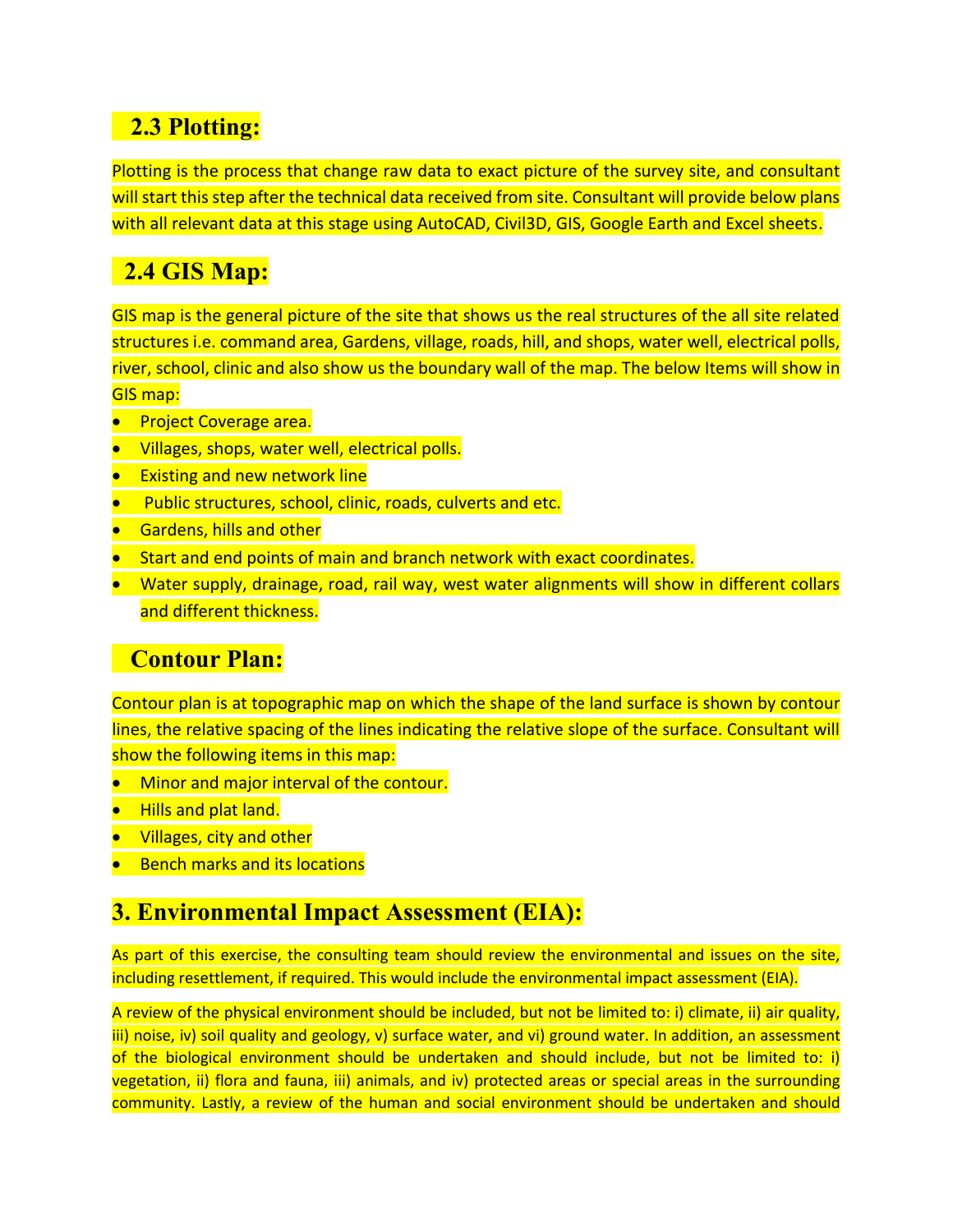### 2.3 Plotting:

Plotting is the process that change raw data to exact picture of the survey site, and consultant will start this step after the technical data received from site. Consultant will provide below plans with all relevant data at this stage using AutoCAD, Civil3D, GIS, Google Earth and Excel sheets.

### 2.4 GIS Map:

GIS map is the general picture of the site that shows us the real structures of the all site related structures i.e. command area, Gardens, village, roads, hill, and shops, water well, electrical polls, river, school, clinic and also show us the boundary wall of the map. The below Items will show in GIS map:

- Project Coverage area.
- Villages, shops, water well, electrical polls.
- Existing and new network line
- Public structures, school, clinic, roads, culverts and etc.
- Gardens, hills and other
- Start and end points of main and branch network with exact coordinates.
- Water supply, drainage, road, rail way, west water alignments will show in different collars and different thickness.

### Contour Plan:

Contour plan is at topographic map on which the shape of the land surface is shown by contour lines, the relative spacing of the lines indicating the relative slope of the surface. Consultant will show the following items in this map:

- Minor and major interval of the contour.
- Hills and plat land.
- Villages, city and other
- Bench marks and its locations

## 3. Environmental Impact Assessment (EIA):

As part of this exercise, the consulting team should review the environmental and issues on the site, including resettlement, if required. This would include the environmental impact assessment (EIA).

A review of the physical environment should be included, but not be limited to: i) climate, ii) air quality, iii) noise, iv) soil quality and geology, v) surface water, and vi) ground water. In addition, an assessment of the biological environment should be undertaken and should include, but not be limited to: i) vegetation, ii) flora and fauna, iii) animals, and iv) protected areas or special areas in the surrounding community. Lastly, a review of the human and social environment should be undertaken and should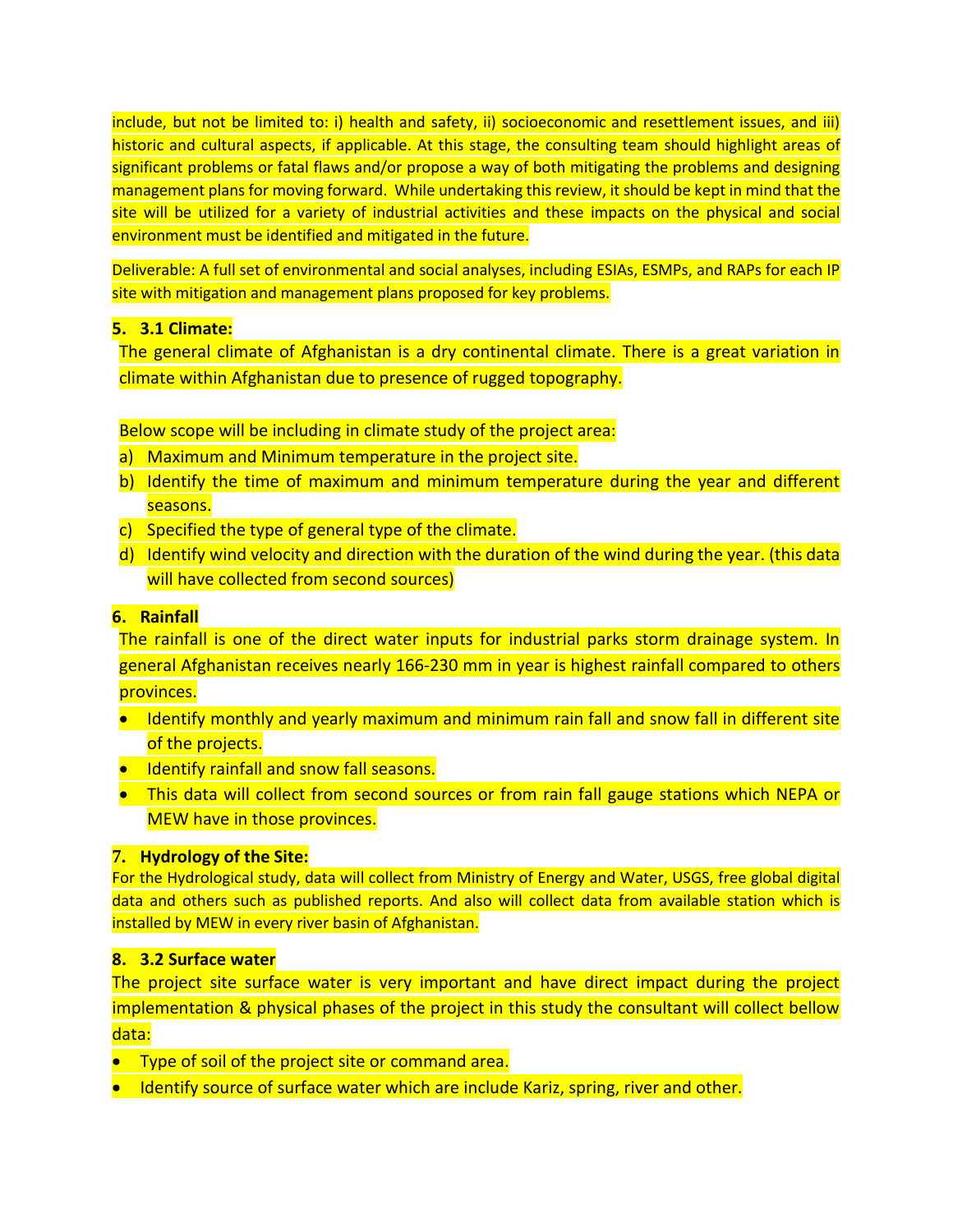include, but not be limited to: i) health and safety, ii) socioeconomic and resettlement issues, and iii) historic and cultural aspects, if applicable. At this stage, the consulting team should highlight areas of significant problems or fatal flaws and/or propose a way of both mitigating the problems and designing management plans for moving forward. While undertaking this review, it should be kept in mind that the site will be utilized for a variety of industrial activities and these impacts on the physical and social environment must be identified and mitigated in the future.

Deliverable: A full set of environmental and social analyses, including ESIAs, ESMPs, and RAPs for each IP site with mitigation and management plans proposed for key problems.

## 5. 3.1 Climate:

The general climate of Afghanistan is a dry continental climate. There is a great variation in climate within Afghanistan due to presence of rugged topography.

Below scope will be including in climate study of the project area:

a) Maximum and Minimum temperature in the project site.
b) Identify the time of maximum and minimum temperature during the year and different seasons.
c) Specified the type of general type of the climate.
d) Identify wind velocity and direction with the duration of the wind during the year. (this data will have collected from second sources)

## 6. Rainfall

The rainfall is one of the direct water inputs for industrial parks storm drainage system. In general Afghanistan receives nearly 166-230 mm in year is highest rainfall compared to others provinces.

- Identify monthly and yearly maximum and minimum rain fall and snow fall in different site of the projects.
- Identify rainfall and snow fall seasons.
- This data will collect from second sources or from rain fall gauge stations which NEPA or MEW have in those provinces.

## 7. Hydrology of the Site:

For the Hydrological study, data will collect from Ministry of Energy and Water, USGS, free global digital data and others such as published reports. And also will collect data from available station which is installed by MEW in every river basin of Afghanistan.

## 8. 3.2 Surface water

The project site surface water is very important and have direct impact during the project implementation & physical phases of the project in this study the consultant will collect bellow data:

- Type of soil of the project site or command area.
- Identify source of surface water which are include Kariz, spring, river and other.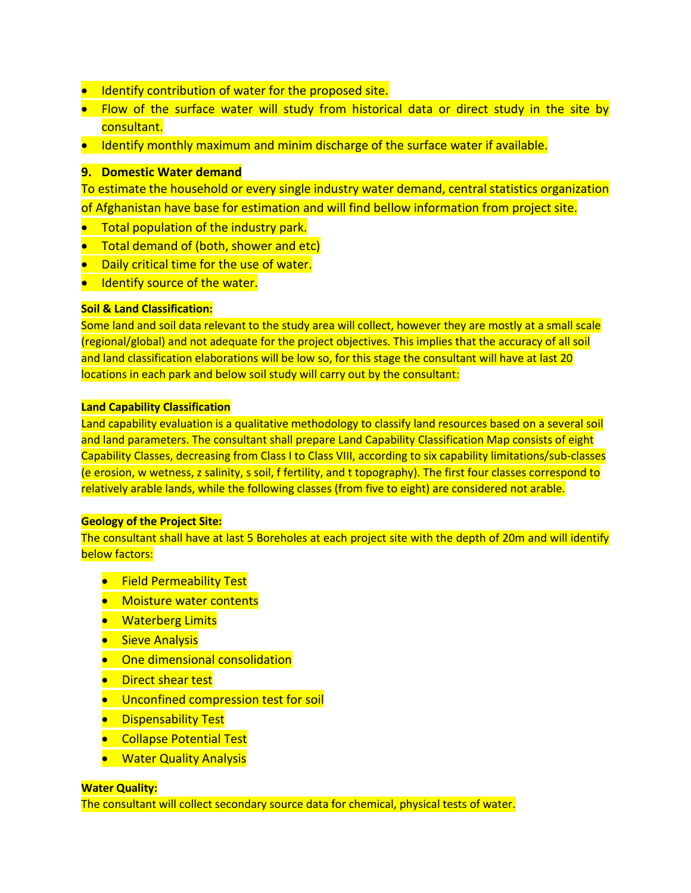- Identify contribution of water for the proposed site.
- Flow of the surface water will study from historical data or direct study in the site by consultant.
- Identify monthly maximum and minim discharge of the surface water if available.

## 9. Domestic Water demand

To estimate the household or every single industry water demand, central statistics organization of Afghanistan have base for estimation and will find bellow information from project site.

- Total population of the industry park.
- Total demand of (both, shower and etc)
- Daily critical time for the use of water.
- Identify source of the water.

**Soil & Land Classification:**

Some land and soil data relevant to the study area will collect, however they are mostly at a small scale (regional/global) and not adequate for the project objectives. This implies that the accuracy of all soil and land classification elaborations will be low so, for this stage the consultant will have at last 20 locations in each park and below soil study will carry out by the consultant:

**Land Capability Classification**

Land capability evaluation is a qualitative methodology to classify land resources based on a several soil and land parameters. The consultant shall prepare Land Capability Classification Map consists of eight Capability Classes, decreasing from Class I to Class VIII, according to six capability limitations/sub-classes (e erosion, w wetness, z salinity, s soil, f fertility, and t topography). The first four classes correspond to relatively arable lands, while the following classes (from five to eight) are considered not arable.

**Geology of the Project Site:**

The consultant shall have at last 5 Boreholes at each project site with the depth of 20m and will identify below factors:

- Field Permeability Test
- Moisture water contents
- Waterberg Limits
- Sieve Analysis
- One dimensional consolidation
- Direct shear test
- Unconfined compression test for soil
- Dispensability Test
- Collapse Potential Test
- Water Quality Analysis

**Water Quality:**

The consultant will collect secondary source data for chemical, physical tests of water.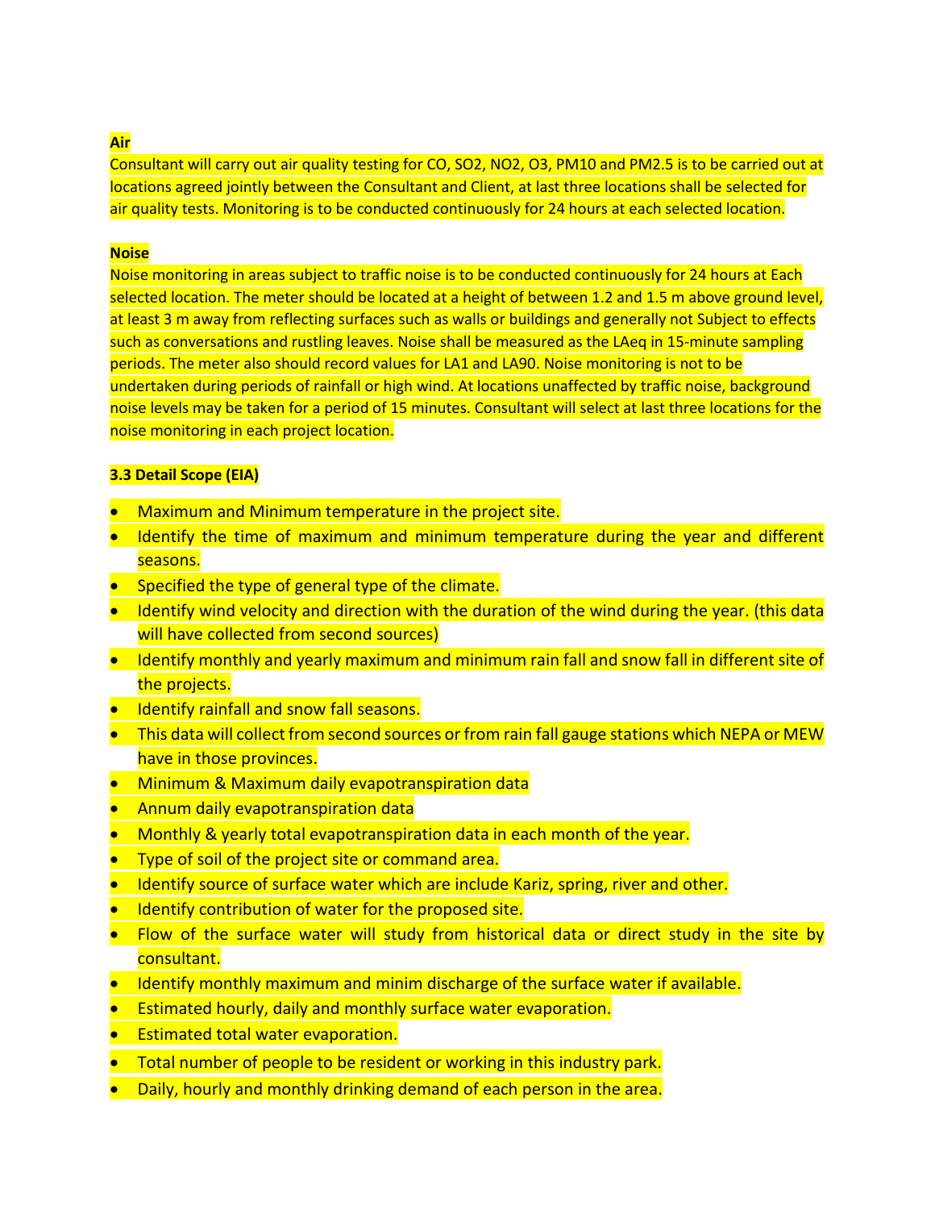**Air**

Consultant will carry out air quality testing for CO, $SO_2$, $NO_2$, $O_3$, $PM_{10}$ and $PM_{2.5}$ is to be carried out at locations agreed jointly between the Consultant and Client, at last three locations shall be selected for air quality tests. Monitoring is to be conducted continuously for 24 hours at each selected location.

**Noise**

Noise monitoring in areas subject to traffic noise is to be conducted continuously for 24 hours at Each selected location. The meter should be located at a height of between 1.2 and 1.5 m above ground level, at least 3 m away from reflecting surfaces such as walls or buildings and generally not Subject to effects such as conversations and rustling leaves. Noise shall be measured as the $L_{Aeq}$ in 15-minute sampling periods. The meter also should record values for $L_{A1}$ and $L_{A90}$. Noise monitoring is not to be undertaken during periods of rainfall or high wind. At locations unaffected by traffic noise, background noise levels may be taken for a period of 15 minutes. Consultant will select at last three locations for the noise monitoring in each project location.

**3.3 Detail Scope (EIA)**

- Maximum and Minimum temperature in the project site.
- Identify the time of maximum and minimum temperature during the year and different seasons.
- Specified the type of general type of the climate.
- Identify wind velocity and direction with the duration of the wind during the year. (this data will have collected from second sources)
- Identify monthly and yearly maximum and minimum rain fall and snow fall in different site of the projects.
- Identify rainfall and snow fall seasons.
- This data will collect from second sources or from rain fall gauge stations which NEPA or MEW have in those provinces.
- Minimum & Maximum daily evapotranspiration data
- Annum daily evapotranspiration data
- Monthly & yearly total evapotranspiration data in each month of the year.
- Type of soil of the project site or command area.
- Identify source of surface water which are include Kariz, spring, river and other.
- Identify contribution of water for the proposed site.
- Flow of the surface water will study from historical data or direct study in the site by consultant.
- Identify monthly maximum and minim discharge of the surface water if available.
- Estimated hourly, daily and monthly surface water evaporation.
- Estimated total water evaporation.
- Total number of people to be resident or working in this industry park.
- Daily, hourly and monthly drinking demand of each person in the area.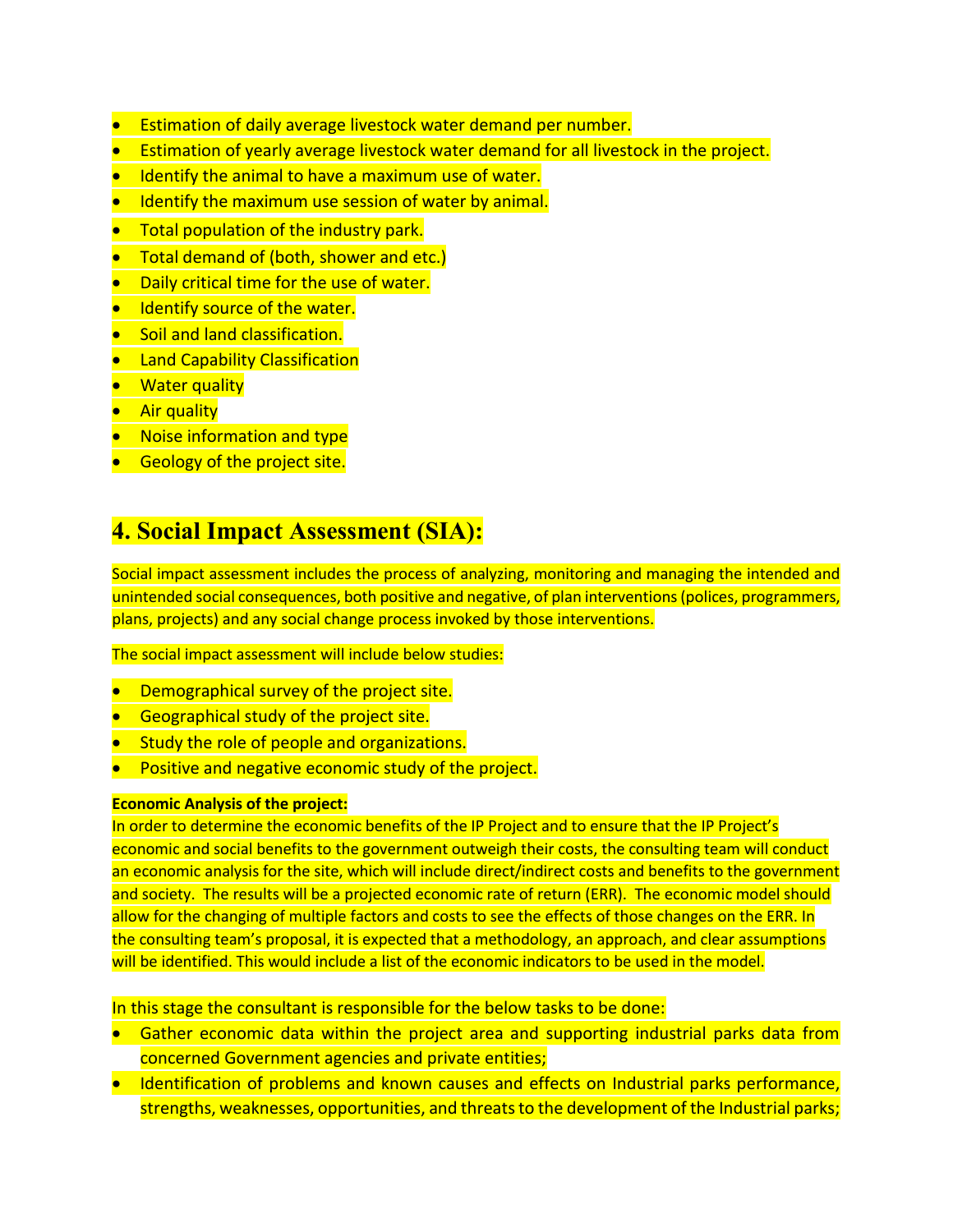- Estimation of daily average livestock water demand per number.
- Estimation of yearly average livestock water demand for all livestock in the project.
- Identify the animal to have a maximum use of water.
- Identify the maximum use session of water by animal.
- Total population of the industry park.
- Total demand of (both, shower and etc.)
- Daily critical time for the use of water.
- Identify source of the water.
- Soil and land classification.
- Land Capability Classification
- Water quality
- Air quality
- Noise information and type
- Geology of the project site.

# 4. Social Impact Assessment (SIA):

Social impact assessment includes the process of analyzing, monitoring and managing the intended and unintended social consequences, both positive and negative, of plan interventions (polices, programmers, plans, projects) and any social change process invoked by those interventions.

The social impact assessment will include below studies:

- Demographical survey of the project site.
- Geographical study of the project site.
- Study the role of people and organizations.
- Positive and negative economic study of the project.

**Economic Analysis of the project:**
In order to determine the economic benefits of the IP Project and to ensure that the IP Project's economic and social benefits to the government outweigh their costs, the consulting team will conduct an economic analysis for the site, which will include direct/indirect costs and benefits to the government and society. The results will be a projected economic rate of return (ERR). The economic model should allow for the changing of multiple factors and costs to see the effects of those changes on the ERR. In the consulting team's proposal, it is expected that a methodology, an approach, and clear assumptions will be identified. This would include a list of the economic indicators to be used in the model.

In this stage the consultant is responsible for the below tasks to be done:

- Gather economic data within the project area and supporting industrial parks data from concerned Government agencies and private entities;
- Identification of problems and known causes and effects on Industrial parks performance, strengths, weaknesses, opportunities, and threats to the development of the Industrial parks;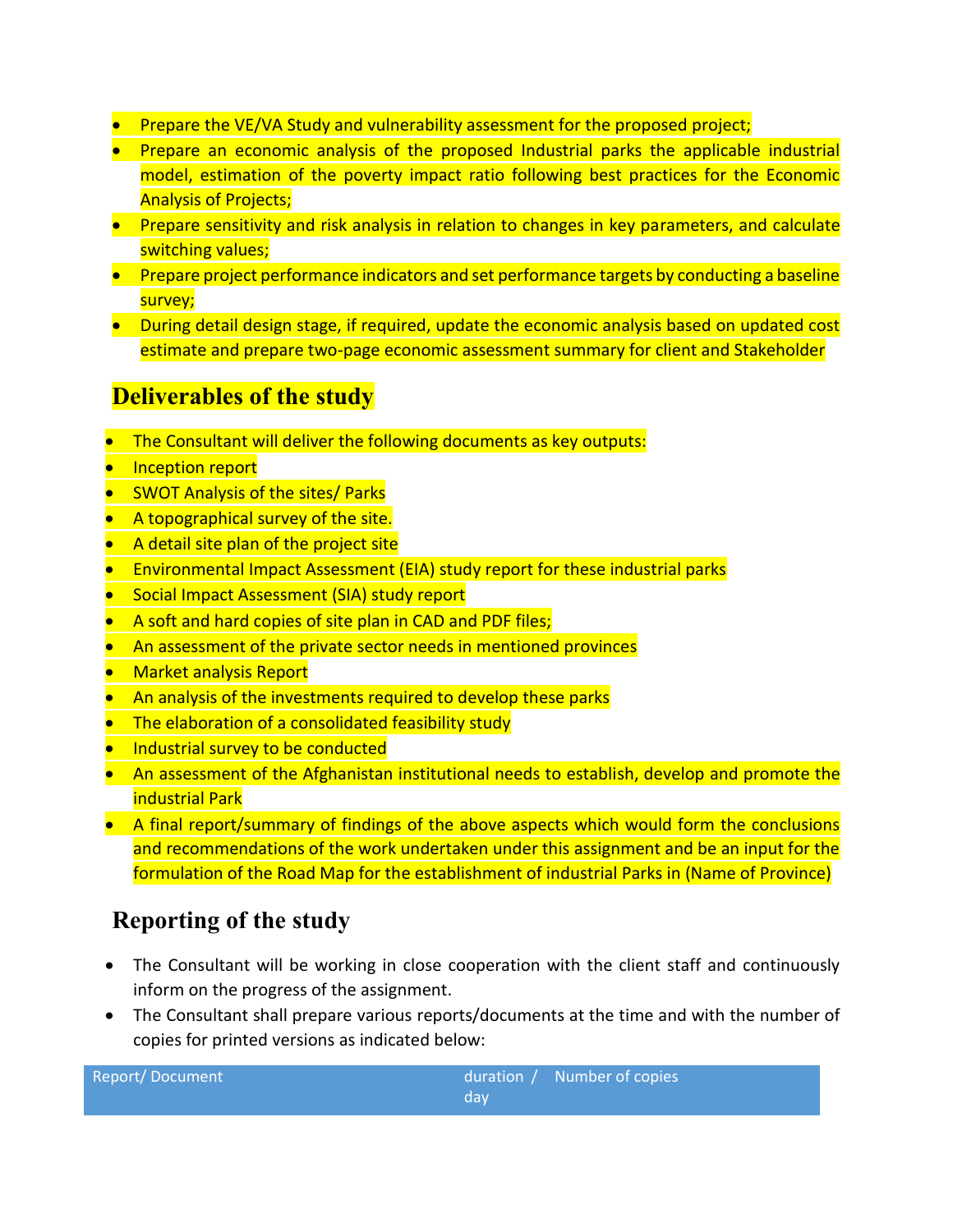- Prepare the VE/VA Study and vulnerability assessment for the proposed project;
- Prepare an economic analysis of the proposed Industrial parks the applicable industrial model, estimation of the poverty impact ratio following best practices for the Economic Analysis of Projects;
- Prepare sensitivity and risk analysis in relation to changes in key parameters, and calculate switching values;
- Prepare project performance indicators and set performance targets by conducting a baseline survey;
- During detail design stage, if required, update the economic analysis based on updated cost estimate and prepare two-page economic assessment summary for client and Stakeholder

## Deliverables of the study

- The Consultant will deliver the following documents as key outputs:
- Inception report
- SWOT Analysis of the sites/ Parks
- A topographical survey of the site.
- A detail site plan of the project site
- Environmental Impact Assessment (EIA) study report for these industrial parks
- Social Impact Assessment (SIA) study report
- A soft and hard copies of site plan in CAD and PDF files;
- An assessment of the private sector needs in mentioned provinces
- Market analysis Report
- An analysis of the investments required to develop these parks
- The elaboration of a consolidated feasibility study
- Industrial survey to be conducted
- An assessment of the Afghanistan institutional needs to establish, develop and promote the industrial Park
- A final report/summary of findings of the above aspects which would form the conclusions and recommendations of the work undertaken under this assignment and be an input for the formulation of the Road Map for the establishment of industrial Parks in (Name of Province)

## Reporting of the study

- The Consultant will be working in close cooperation with the client staff and continuously inform on the progress of the assignment.
- The Consultant shall prepare various reports/documents at the time and with the number of copies for printed versions as indicated below:

| Report/ Document | duration / day | Number of copies |
| --- | --- | --- |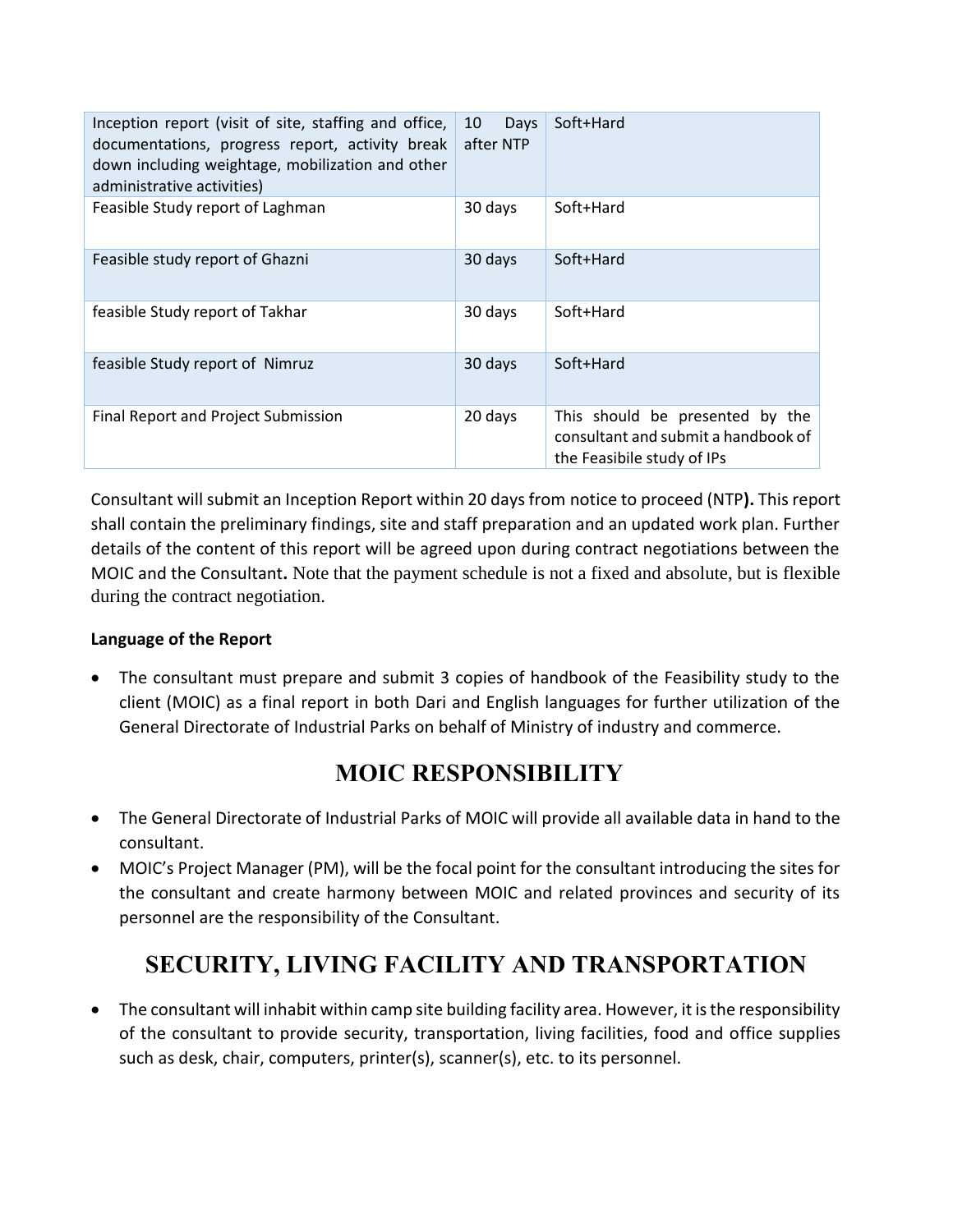| Inception report (visit of site, staffing and office, documentations, progress report, activity break down including weightage, mobilization and other administrative activities) | 10 Days after NTP | Soft+Hard |
|---|---|---|
| Feasible Study report of Laghman | 30 days | Soft+Hard |
| Feasible study report of Ghazni | 30 days | Soft+Hard |
| feasible Study report of Takhar | 30 days | Soft+Hard |
| feasible Study report of Nimruz | 30 days | Soft+Hard |
| Final Report and Project Submission | 20 days | This should be presented by the consultant and submit a handbook of the Feasibile study of IPs |

Consultant will submit an Inception Report within 20 days from notice to proceed (NTP**).** This report shall contain the preliminary findings, site and staff preparation and an updated work plan. Further details of the content of this report will be agreed upon during contract negotiations between the MOIC and the Consultant**.** Note that the payment schedule is not a fixed and absolute, but is flexible during the contract negotiation.

**Language of the Report**

- The consultant must prepare and submit 3 copies of handbook of the Feasibility study to the client (MOIC) as a final report in both Dari and English languages for further utilization of the General Directorate of Industrial Parks on behalf of Ministry of industry and commerce.

# MOIC RESPONSIBILITY

- The General Directorate of Industrial Parks of MOIC will provide all available data in hand to the consultant.
- MOIC's Project Manager (PM), will be the focal point for the consultant introducing the sites for the consultant and create harmony between MOIC and related provinces and security of its personnel are the responsibility of the Consultant.

# SECURITY, LIVING FACILITY AND TRANSPORTATION

- The consultant will inhabit within camp site building facility area. However, it is the responsibility of the consultant to provide security, transportation, living facilities, food and office supplies such as desk, chair, computers, printer(s), scanner(s), etc. to its personnel.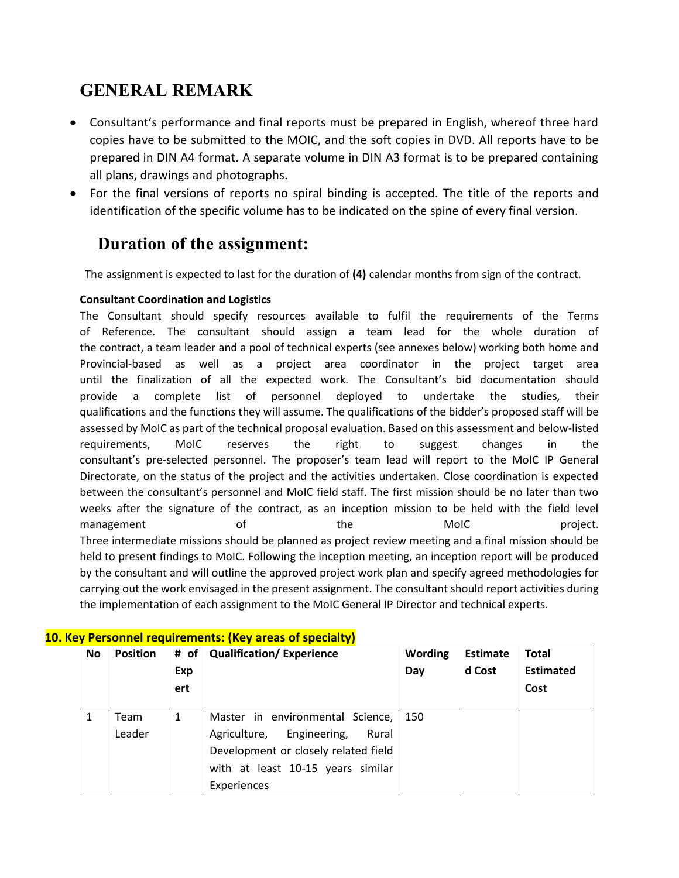# GENERAL REMARK

- Consultant's performance and final reports must be prepared in English, whereof three hard copies have to be submitted to the MOIC, and the soft copies in DVD. All reports have to be prepared in DIN A4 format. A separate volume in DIN A3 format is to be prepared containing all plans, drawings and photographs.
- For the final versions of reports no spiral binding is accepted. The title of the reports and identification of the specific volume has to be indicated on the spine of every final version.

## Duration of the assignment:

The assignment is expected to last for the duration of **(4)** calendar months from sign of the contract.

**Consultant Coordination and Logistics**

The Consultant should specify resources available to fulfil the requirements of the Terms of Reference. The consultant should assign a team lead for the whole duration of the contract, a team leader and a pool of technical experts (see annexes below) working both home and Provincial-based as well as a project area coordinator in the project target area until the finalization of all the expected work. The Consultant's bid documentation should provide a complete list of personnel deployed to undertake the studies, their qualifications and the functions they will assume. The qualifications of the bidder's proposed staff will be assessed by MoIC as part of the technical proposal evaluation. Based on this assessment and below-listed requirements, MoIC reserves the right to suggest changes in the consultant's pre-selected personnel. The proposer's team lead will report to the MoIC IP General Directorate, on the status of the project and the activities undertaken. Close coordination is expected between the consultant's personnel and MoIC field staff. The first mission should be no later than two weeks after the signature of the contract, as an inception mission to be held with the field level management of the MoIC project.
Three intermediate missions should be planned as project review meeting and a final mission should be held to present findings to MoIC. Following the inception meeting, an inception report will be produced by the consultant and will outline the approved project work plan and specify agreed methodologies for carrying out the work envisaged in the present assignment. The consultant should report activities during the implementation of each assignment to the MoIC General IP Director and technical experts.

**10. Key Personnel requirements: (Key areas of specialty)**

| No | Position | # of Expert | Qualification/ Experience | Wording Day | Estimated Cost | Total Estimated Cost |
|---|---|---|---|---|---|---|
| 1 | Team Leader | 1 | Master in environmental Science, Agriculture, Engineering, Rural Development or closely related field with at least 10-15 years similar Experiences | 150 | | |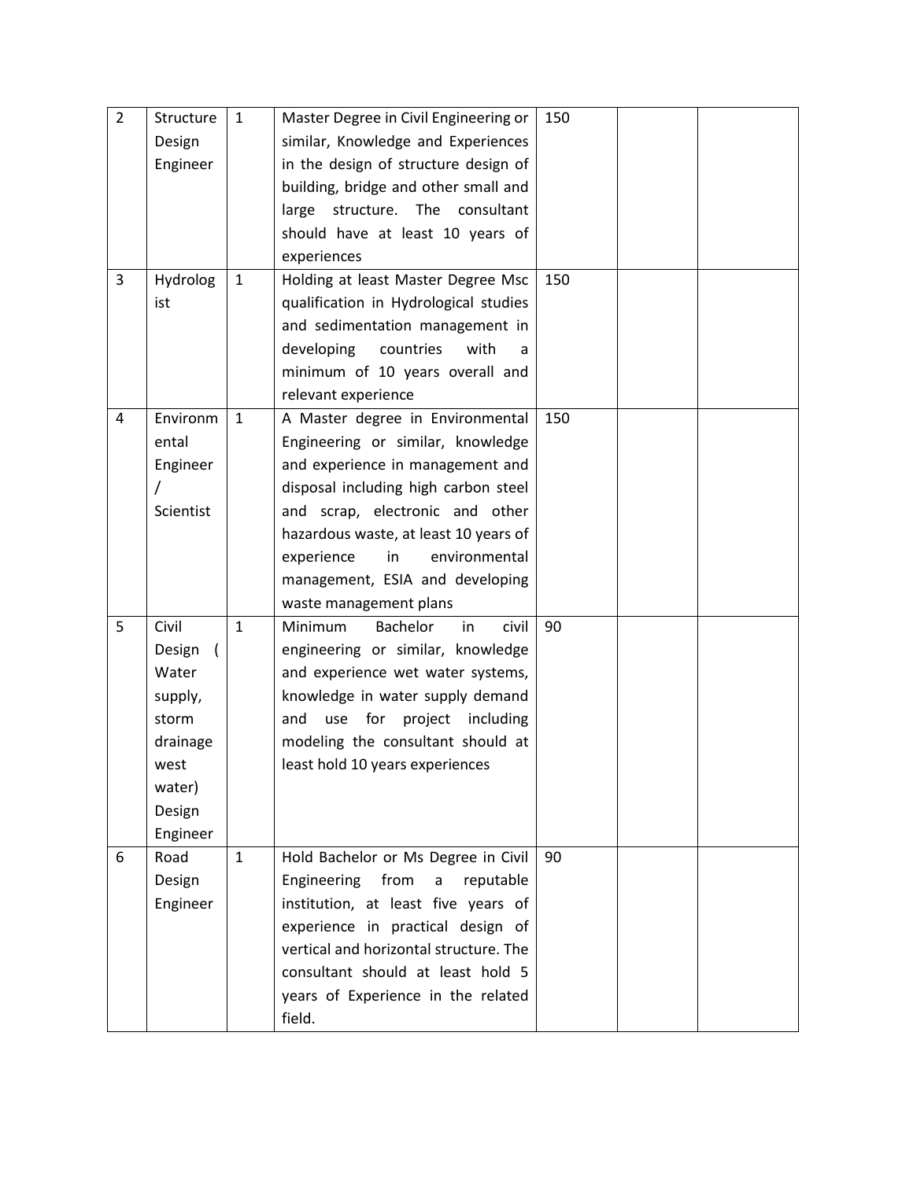| 2 | Structure Design Engineer | 1 | Master Degree in Civil Engineering or similar, Knowledge and Experiences in the design of structure design of building, bridge and other small and large structure. The consultant should have at least 10 years of experiences | 150 | | |
|---|---|---|---|---|---|---|
| 3 | Hydrologist | 1 | Holding at least Master Degree Msc qualification in Hydrological studies and sedimentation management in developing countries with a minimum of 10 years overall and relevant experience | 150 | | |
| 4 | Environmental Engineer / Scientist | 1 | A Master degree in Environmental Engineering or similar, knowledge and experience in management and disposal including high carbon steel and scrap, electronic and other hazardous waste, at least 10 years of experience in environmental management, ESIA and developing waste management plans | 150 | | |
| 5 | Civil Design ( Water supply, storm drainage west water) Design Engineer | 1 | Minimum Bachelor in civil engineering or similar, knowledge and experience wet water systems, knowledge in water supply demand and use for project including modeling the consultant should at least hold 10 years experiences | 90 | | |
| 6 | Road Design Engineer | 1 | Hold Bachelor or Ms Degree in Civil Engineering from a reputable institution, at least five years of experience in practical design of vertical and horizontal structure. The consultant should at least hold 5 years of Experience in the related field. | 90 | | |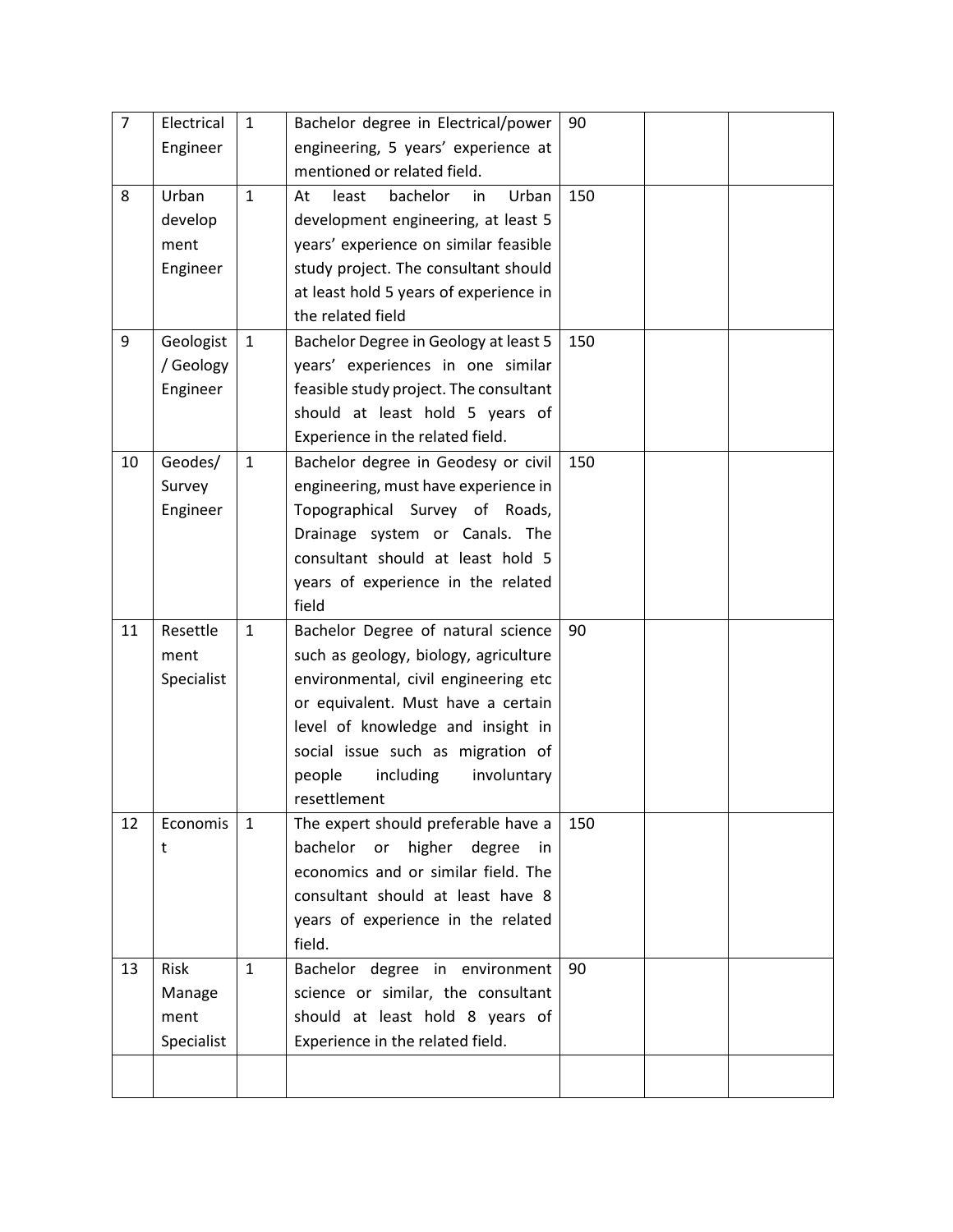| | | | | | | |
|---|---|---|---|---|---|---|
| 7 | Electrical Engineer | 1 | Bachelor degree in Electrical/power engineering, 5 years' experience at mentioned or related field. | 90 | | |
| 8 | Urban development Engineer | 1 | At least bachelor in Urban development engineering, at least 5 years' experience on similar feasible study project. The consultant should at least hold 5 years of experience in the related field | 150 | | |
| 9 | Geologist / Geology Engineer | 1 | Bachelor Degree in Geology at least 5 years' experiences in one similar feasible study project. The consultant should at least hold 5 years of Experience in the related field. | 150 | | |
| 10 | Geodes/ Survey Engineer | 1 | Bachelor degree in Geodesy or civil engineering, must have experience in Topographical Survey of Roads, Drainage system or Canals. The consultant should at least hold 5 years of experience in the related field | 150 | | |
| 11 | Resettlement Specialist | 1 | Bachelor Degree of natural science such as geology, biology, agriculture environmental, civil engineering etc or equivalent. Must have a certain level of knowledge and insight in social issue such as migration of people including involuntary resettlement | 90 | | |
| 12 | Economist | 1 | The expert should preferable have a bachelor or higher degree in economics and or similar field. The consultant should at least have 8 years of experience in the related field. | 150 | | |
| 13 | Risk Management Specialist | 1 | Bachelor degree in environment science or similar, the consultant should at least hold 8 years of Experience in the related field. | 90 | | |
| | | | | | | |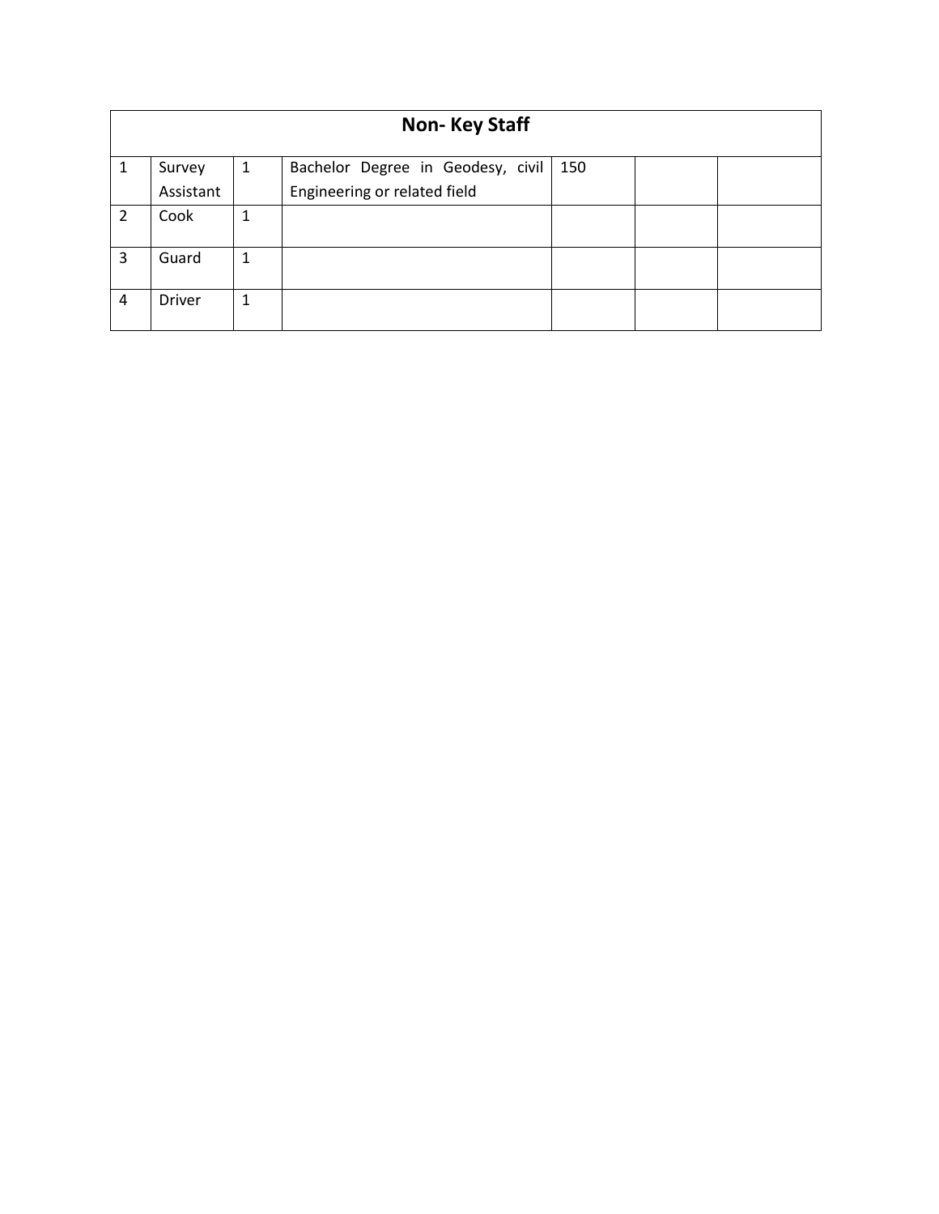| Non- Key Staff | | | | | | |
|---|---|---|---|---|---|---|
| 1 | Survey Assistant | 1 | Bachelor Degree in Geodesy, civil Engineering or related field | 150 | | |
| 2 | Cook | 1 | | | | |
| 3 | Guard | 1 | | | | |
| 4 | Driver | 1 | | | | |